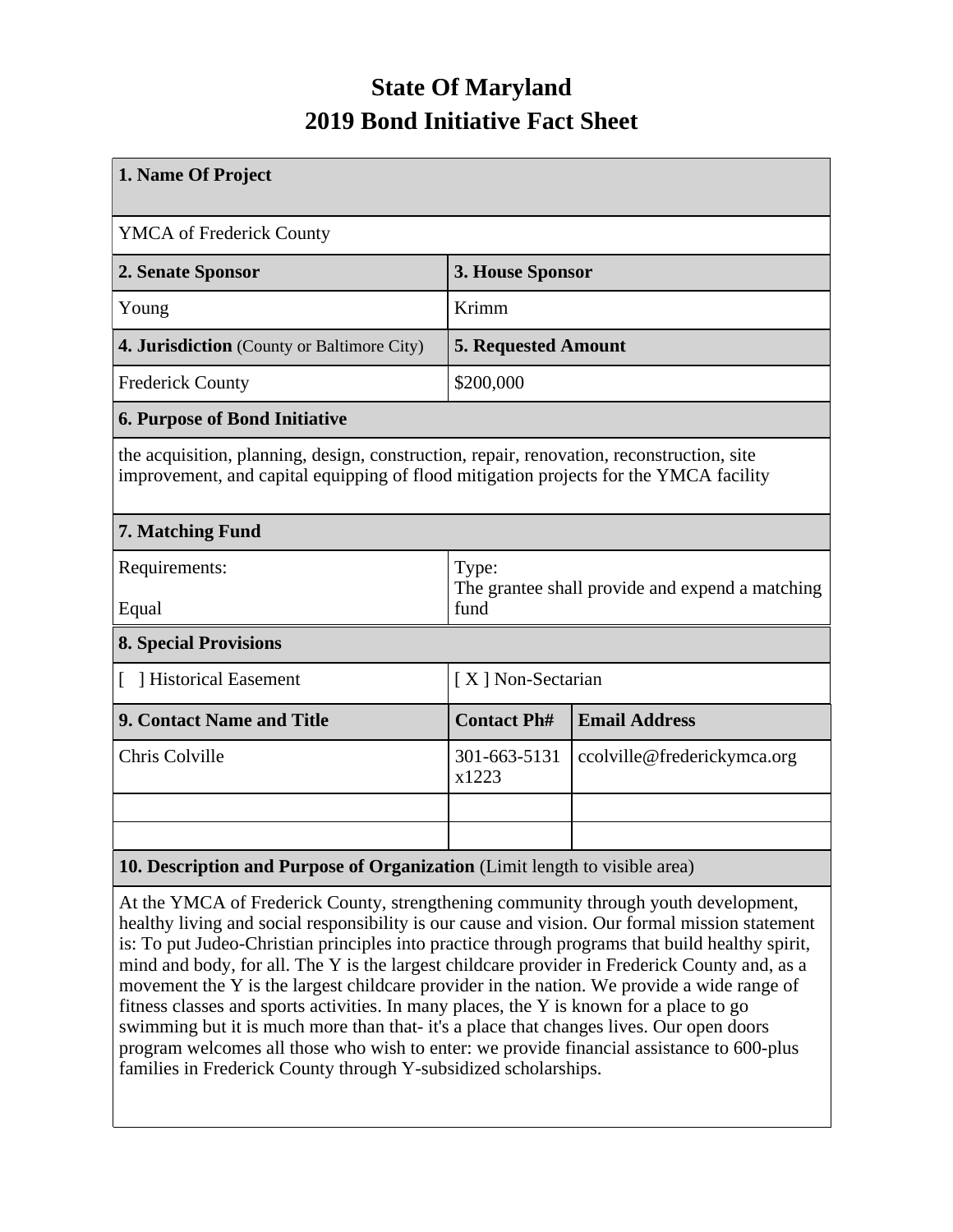# State Of Maryland
## 2019 Bond Initiative Fact Sheet

| 1. Name Of Project | | |
|---|---|---|
| YMCA of Frederick County | | |
| **2. Senate Sponsor** | **3. House Sponsor** | |
| Young | Krimm | |
| **4. Jurisdiction** (County or Baltimore City) | **5. Requested Amount** | |
| Frederick County | $200,000 | |
| **6. Purpose of Bond Initiative** | | |
| the acquisition, planning, design, construction, repair, renovation, reconstruction, site improvement, and capital equipping of flood mitigation projects for the YMCA facility | | |
| **7. Matching Fund** | | |
| Requirements: Equal | Type: The grantee shall provide and expend a matching fund | |
| **8. Special Provisions** | | |
| [ ] Historical Easement | [ X ] Non-Sectarian | |
| **9. Contact Name and Title** | **Contact Ph#** | **Email Address** |
| Chris Colville | 301-663-5131 x1223 | ccolville@frederickymca.org |
| | | |
| | | |
| **10. Description and Purpose of Organization** (Limit length to visible area) | | |
| At the YMCA of Frederick County, strengthening community through youth development, healthy living and social responsibility is our cause and vision. Our formal mission statement is: To put Judeo-Christian principles into practice through programs that build healthy spirit, mind and body, for all. The Y is the largest childcare provider in Frederick County and, as a movement the Y is the largest childcare provider in the nation. We provide a wide range of fitness classes and sports activities. In many places, the Y is known for a place to go swimming but it is much more than that- it's a place that changes lives. Our open doors program welcomes all those who wish to enter: we provide financial assistance to 600-plus families in Frederick County through Y-subsidized scholarships. | | |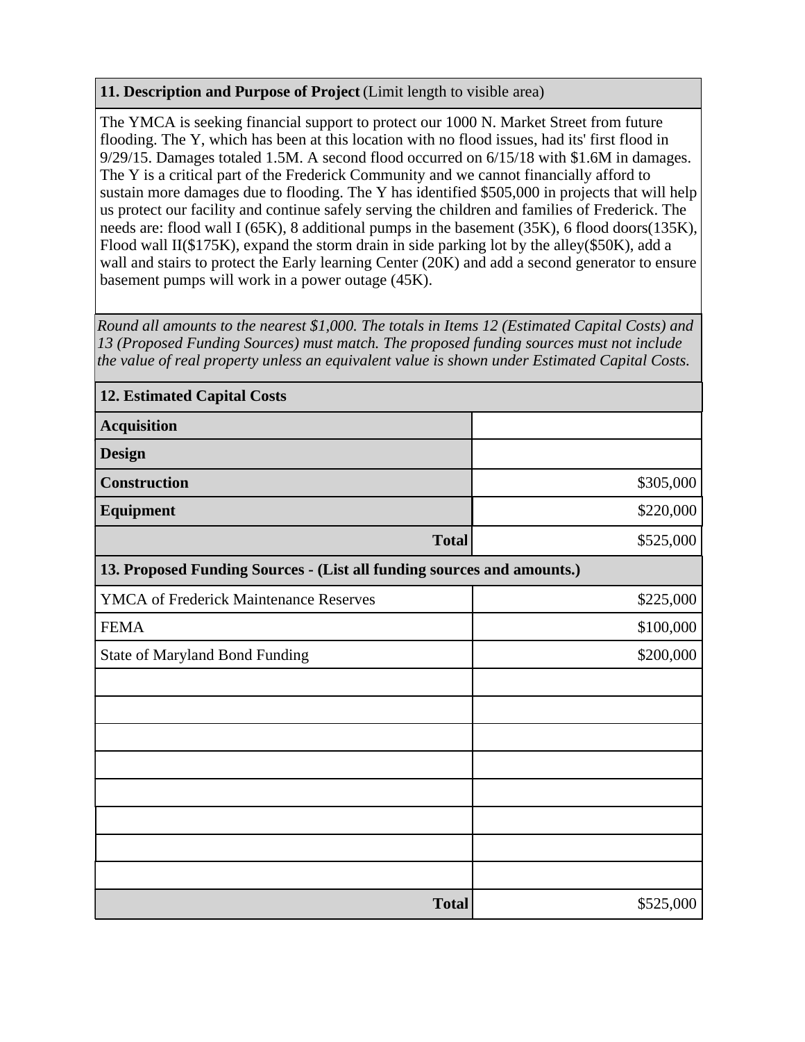**11. Description and Purpose of Project** (Limit length to visible area)

The YMCA is seeking financial support to protect our 1000 N. Market Street from future flooding. The Y, which has been at this location with no flood issues, had its' first flood in 9/29/15. Damages totaled 1.5M. A second flood occurred on 6/15/18 with $1.6M in damages. The Y is a critical part of the Frederick Community and we cannot financially afford to sustain more damages due to flooding. The Y has identified $505,000 in projects that will help us protect our facility and continue safely serving the children and families of Frederick. The needs are: flood wall I (65K), 8 additional pumps in the basement (35K), 6 flood doors(135K), Flood wall II($175K), expand the storm drain in side parking lot by the alley($50K), add a wall and stairs to protect the Early learning Center (20K) and add a second generator to ensure basement pumps will work in a power outage (45K).

*Round all amounts to the nearest $1,000. The totals in Items 12 (Estimated Capital Costs) and 13 (Proposed Funding Sources) must match. The proposed funding sources must not include the value of real property unless an equivalent value is shown under Estimated Capital Costs.*

| **12. Estimated Capital Costs** | |
|---|---|
| **Acquisition** | |
| **Design** | |
| **Construction** | $305,000 |
| **Equipment** | $220,000 |
| **Total** | $525,000 |

| **13. Proposed Funding Sources - (List all funding sources and amounts.)** | |
|---|---|
| YMCA of Frederick Maintenance Reserves | $225,000 |
| FEMA | $100,000 |
| State of Maryland Bond Funding | $200,000 |
| | |
| | |
| | |
| | |
| | |
| | |
| | |
| | |
| **Total** | $525,000 |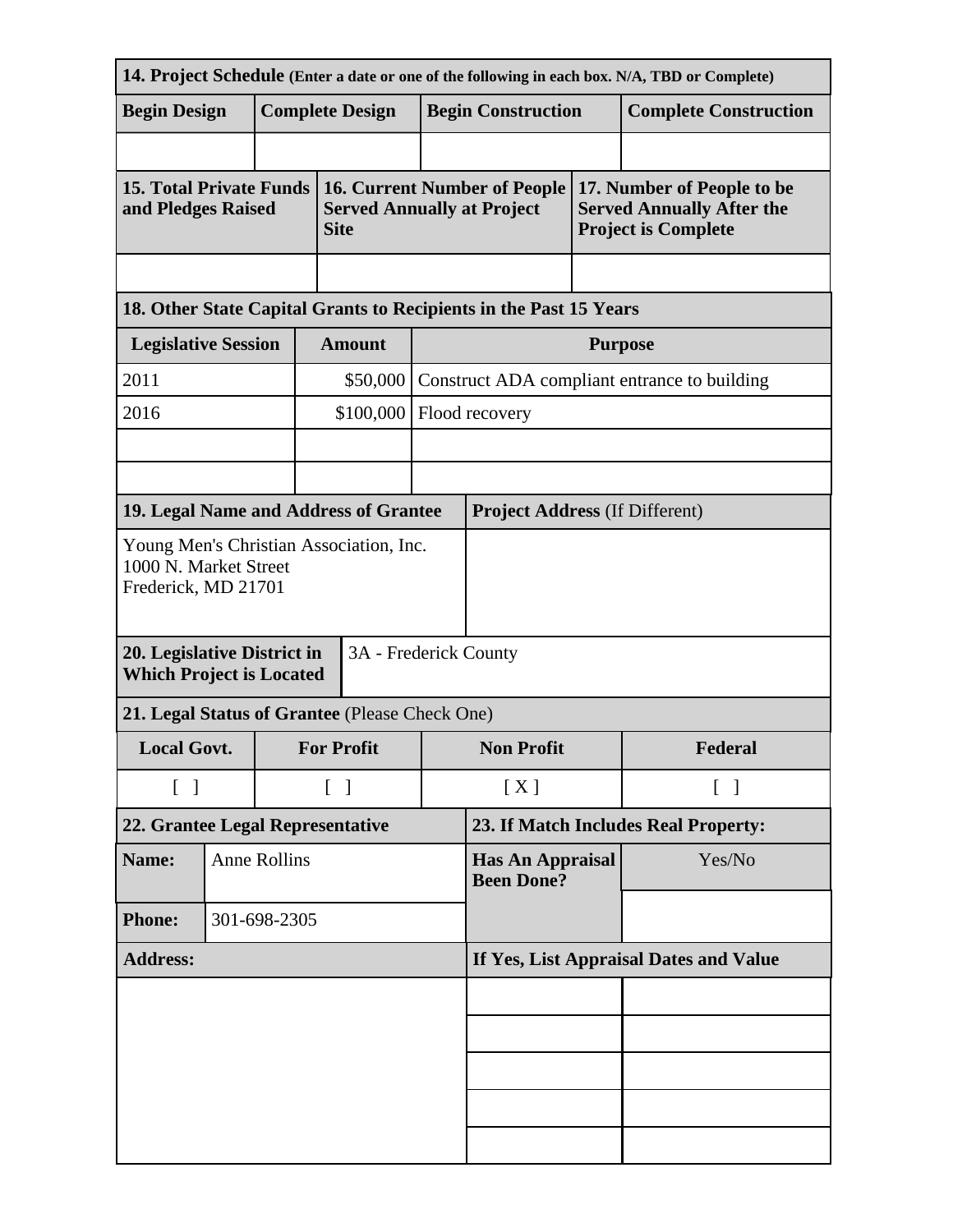**14. Project Schedule** (Enter a date or one of the following in each box. N/A, TBD or Complete)

| Begin Design | Complete Design | Begin Construction | Complete Construction |
|---|---|---|---|
| | | | |

| 15. Total Private Funds and Pledges Raised | 16. Current Number of People Served Annually at Project Site | 17. Number of People to be Served Annually After the Project is Complete |
|---|---|---|
| | | |

**18. Other State Capital Grants to Recipients in the Past 15 Years**

| Legislative Session | Amount | Purpose |
|---|---|---|
| 2011 | $50,000 | Construct ADA compliant entrance to building |
| 2016 | $100,000 | Flood recovery |
| | | |
| | | |

| 19. Legal Name and Address of Grantee | Project Address (If Different) |
|---|---|
| Young Men's Christian Association, Inc.<br>1000 N. Market Street<br>Frederick, MD 21701 | |

| 20. Legislative District in Which Project is Located | 3A - Frederick County |
|---|---|

**21. Legal Status of Grantee** (Please Check One)

| Local Govt. | For Profit | Non Profit | Federal |
|---|---|---|---|
| [ ] | [ ] | [ X ] | [ ] |

| 22. Grantee Legal Representative | | 23. If Match Includes Real Property: | |
|---|---|---|---|
| **Name:** | Anne Rollins | **Has An Appraisal Been Done?** | Yes/No |
| **Phone:** | 301-698-2305 | | |
| **Address:** | | **If Yes, List Appraisal Dates and Value** | |
| | | | |
| | | | |
| | | | |
| | | | |
| | | | |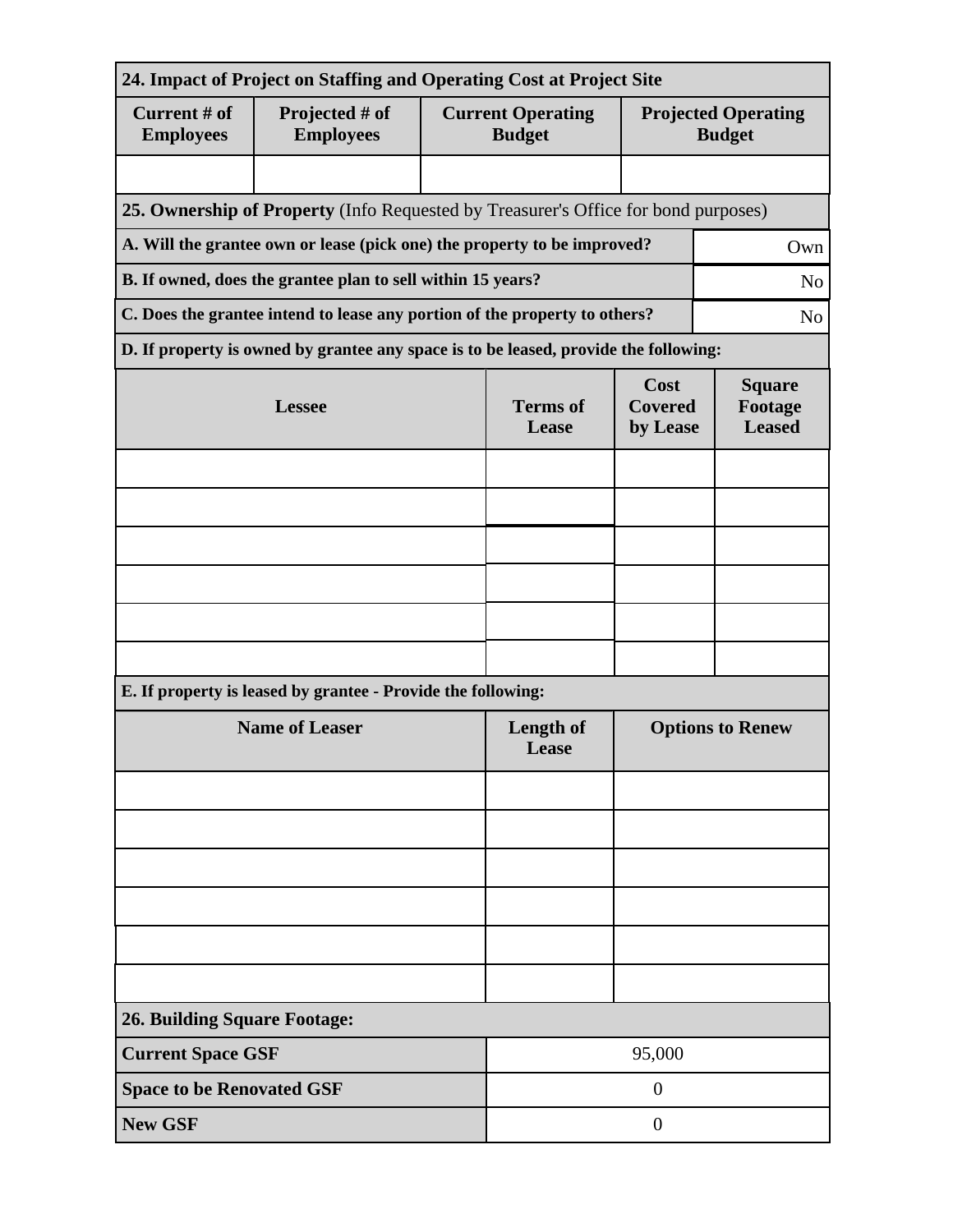| 24. Impact of Project on Staffing and Operating Cost at Project Site | | | |
|---|---|---|---|
| **Current # of Employees** | **Projected # of Employees** | **Current Operating Budget** | **Projected Operating Budget** |
| | | | |

| **25. Ownership of Property** (Info Requested by Treasurer's Office for bond purposes) | |
|---|---|
| **A. Will the grantee own or lease (pick one) the property to be improved?** | Own |
| **B. If owned, does the grantee plan to sell within 15 years?** | No |
| **C. Does the grantee intend to lease any portion of the property to others?** | No |

**D. If property is owned by grantee any space is to be leased, provide the following:**

| Lessee | Terms of Lease | Cost Covered by Lease | Square Footage Leased |
|---|---|---|---|
| | | | |
| | | | |
| | | | |
| | | | |
| | | | |
| | | | |

**E. If property is leased by grantee - Provide the following:**

| Name of Leaser | Length of Lease | Options to Renew |
|---|---|---|
| | | |
| | | |
| | | |
| | | |
| | | |
| | | |

| 26. Building Square Footage: | |
|---|---|
| **Current Space GSF** | 95,000 |
| **Space to be Renovated GSF** | 0 |
| **New GSF** | 0 |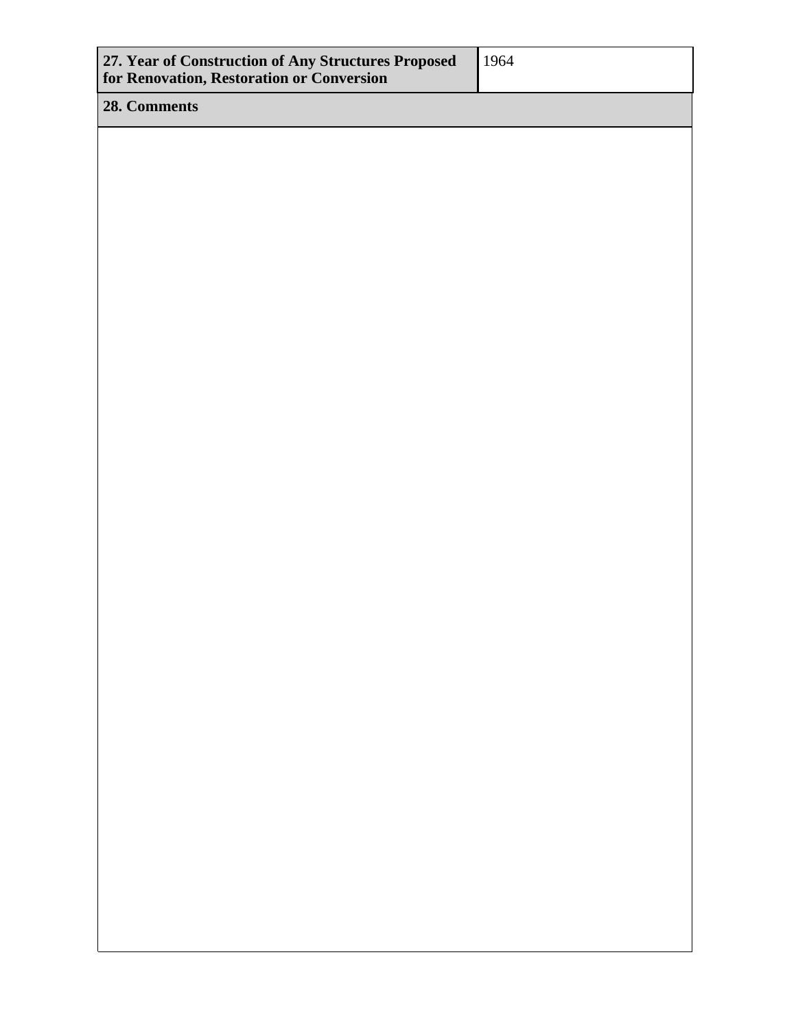| | |
| --- | --- |
| **27. Year of Construction of Any Structures Proposed for Renovation, Restoration or Conversion** | 1964 |

| |
| --- |
| **28. Comments** |
| |